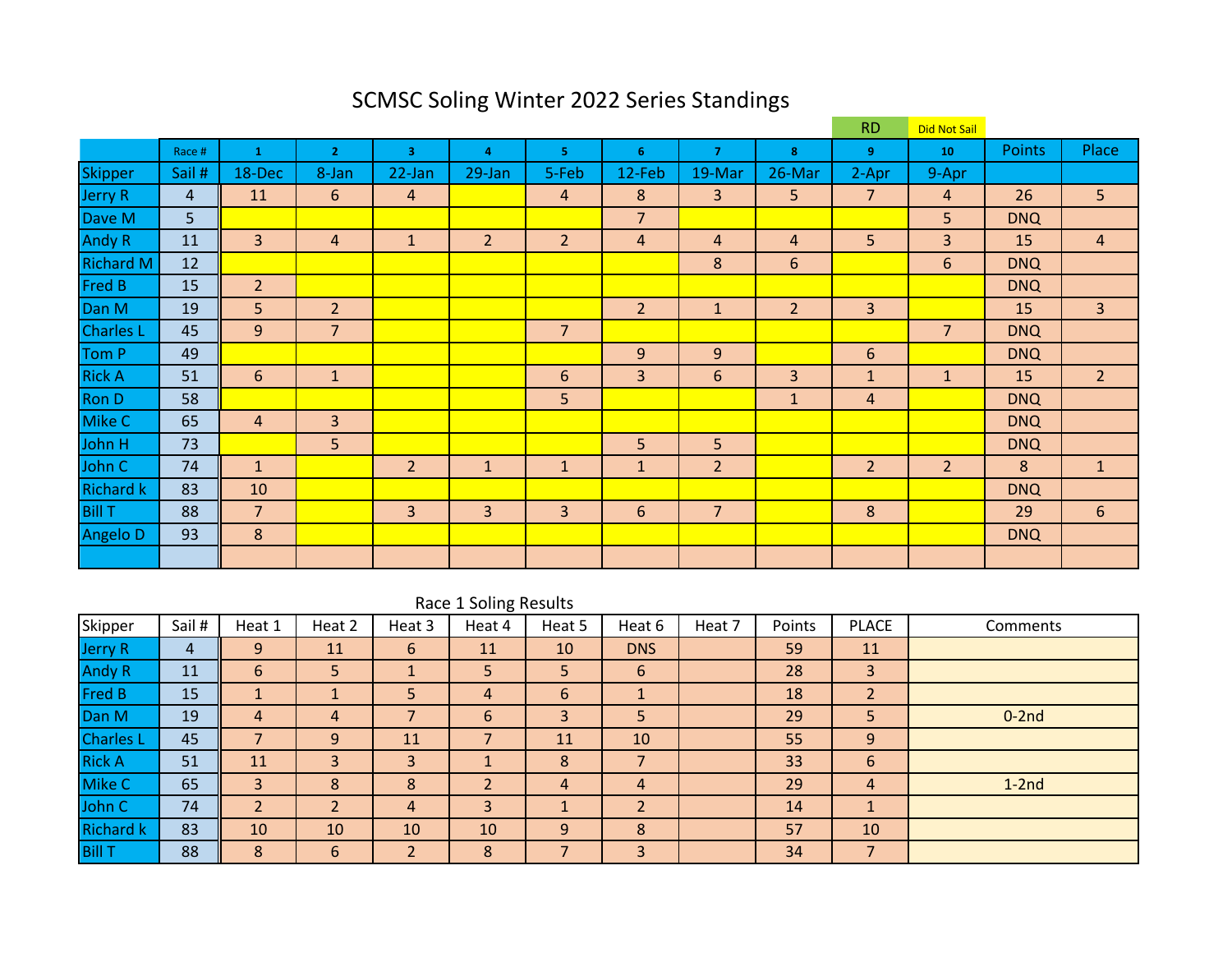# SCMSC Soling Winter 2022 Series Standings

| | | | | | | | | | RD | Did Not Sail | | |
|---|---|---|---|---|---|---|---|---|---|---|---|---|
| | Race # | 1 | 2 | 3 | 4 | 5 | 6 | 7 | 8 | 9 | 10 | Points | Place |
| Skipper | Sail # | 18-Dec | 8-Jan | 22-Jan | 29-Jan | 5-Feb | 12-Feb | 19-Mar | 26-Mar | 2-Apr | 9-Apr | | |
| Jerry R | 4 | 11 | 6 | 4 | | 4 | 8 | 3 | 5 | 7 | 4 | 26 | 5 |
| Dave M | 5 | | | | | | 7 | | | | 5 | DNQ | |
| Andy R | 11 | 3 | 4 | 1 | 2 | 2 | 4 | 4 | 4 | 5 | 3 | 15 | 4 |
| Richard M | 12 | | | | | | | 8 | 6 | | 6 | DNQ | |
| Fred B | 15 | 2 | | | | | | | | | | DNQ | |
| Dan M | 19 | 5 | 2 | | | | 2 | 1 | 2 | 3 | | 15 | 3 |
| Charles L | 45 | 9 | 7 | | | 7 | | | | | 7 | DNQ | |
| Tom P | 49 | | | | | | 9 | 9 | | 6 | | DNQ | |
| Rick A | 51 | 6 | 1 | | | 6 | 3 | 6 | 3 | 1 | 1 | 15 | 2 |
| Ron D | 58 | | | | | 5 | | | 1 | 4 | | DNQ | |
| Mike C | 65 | 4 | 3 | | | | | | | | | DNQ | |
| John H | 73 | | 5 | | | | 5 | 5 | | | | DNQ | |
| John C | 74 | 1 | | 2 | 1 | 1 | 1 | 2 | | 2 | 2 | 8 | 1 |
| Richard k | 83 | 10 | | | | | | | | | | DNQ | |
| Bill T | 88 | 7 | | 3 | 3 | 3 | 6 | 7 | | 8 | | 29 | 6 |
| Angelo D | 93 | 8 | | | | | | | | | | DNQ | |
| | | | | | | | | | | | | | |

## Race 1 Soling Results

| Skipper | Sail # | Heat 1 | Heat 2 | Heat 3 | Heat 4 | Heat 5 | Heat 6 | Heat 7 | Points | PLACE | Comments |
|---|---|---|---|---|---|---|---|---|---|---|---|
| Jerry R | 4 | 9 | 11 | 6 | 11 | 10 | DNS | | 59 | 11 | |
| Andy R | 11 | 6 | 5 | 1 | 5 | 5 | 6 | | 28 | 3 | |
| Fred B | 15 | 1 | 1 | 5 | 4 | 6 | 1 | | 18 | 2 | |
| Dan M | 19 | 4 | 4 | 7 | 6 | 3 | 5 | | 29 | 5 | 0-2nd |
| Charles L | 45 | 7 | 9 | 11 | 7 | 11 | 10 | | 55 | 9 | |
| Rick A | 51 | 11 | 3 | 3 | 1 | 8 | 7 | | 33 | 6 | |
| Mike C | 65 | 3 | 8 | 8 | 2 | 4 | 4 | | 29 | 4 | 1-2nd |
| John C | 74 | 2 | 2 | 4 | 3 | 1 | 2 | | 14 | 1 | |
| Richard k | 83 | 10 | 10 | 10 | 10 | 9 | 8 | | 57 | 10 | |
| Bill T | 88 | 8 | 6 | 2 | 8 | 7 | 3 | | 34 | 7 | |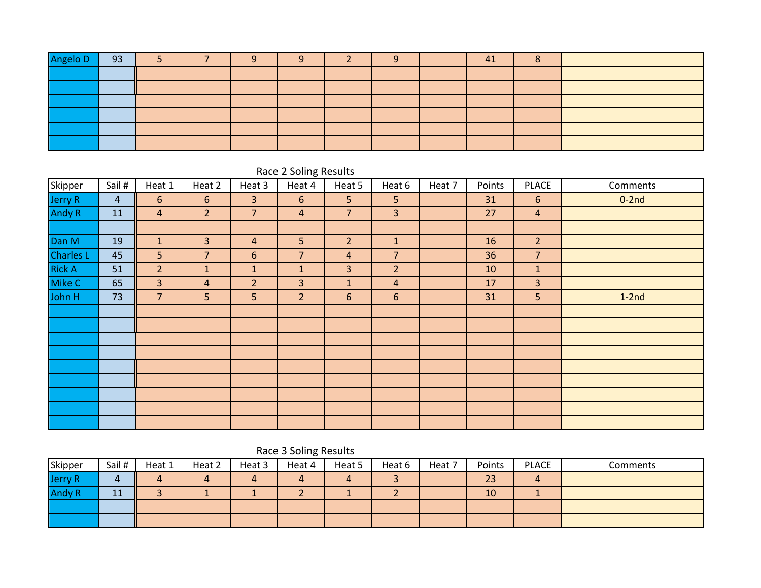| Angelo D | 93 | 5 | 7 | 9 | 9 | 2 | 9 | | 41 | 8 | |
|---|---|---|---|---|---|---|---|---|---|---|---|
| | | | | | | | | | | | |
| | | | | | | | | | | | |
| | | | | | | | | | | | |
| | | | | | | | | | | | |
| | | | | | | | | | | | |
| | | | | | | | | | | | |

## Race 2 Soling Results

| Skipper | Sail # | Heat 1 | Heat 2 | Heat 3 | Heat 4 | Heat 5 | Heat 6 | Heat 7 | Points | PLACE | Comments |
|---|---|---|---|---|---|---|---|---|---|---|---|
| Jerry R | 4 | 6 | 6 | 3 | 6 | 5 | 5 | | 31 | 6 | 0-2nd |
| Andy R | 11 | 4 | 2 | 7 | 4 | 7 | 3 | | 27 | 4 | |
| | | | | | | | | | | | |
| Dan M | 19 | 1 | 3 | 4 | 5 | 2 | 1 | | 16 | 2 | |
| Charles L | 45 | 5 | 7 | 6 | 7 | 4 | 7 | | 36 | 7 | |
| Rick A | 51 | 2 | 1 | 1 | 1 | 3 | 2 | | 10 | 1 | |
| Mike C | 65 | 3 | 4 | 2 | 3 | 1 | 4 | | 17 | 3 | |
| John H | 73 | 7 | 5 | 5 | 2 | 6 | 6 | | 31 | 5 | 1-2nd |
| | | | | | | | | | | | |
| | | | | | | | | | | | |
| | | | | | | | | | | | |
| | | | | | | | | | | | |
| | | | | | | | | | | | |
| | | | | | | | | | | | |
| | | | | | | | | | | | |
| | | | | | | | | | | | |
| | | | | | | | | | | | |

## Race 3 Soling Results

| Skipper | Sail # | Heat 1 | Heat 2 | Heat 3 | Heat 4 | Heat 5 | Heat 6 | Heat 7 | Points | PLACE | Comments |
|---|---|---|---|---|---|---|---|---|---|---|---|
| Jerry R | 4 | 4 | 4 | 4 | 4 | 4 | 3 | | 23 | 4 | |
| Andy R | 11 | 3 | 1 | 1 | 2 | 1 | 2 | | 10 | 1 | |
| | | | | | | | | | | | |
| | | | | | | | | | | | |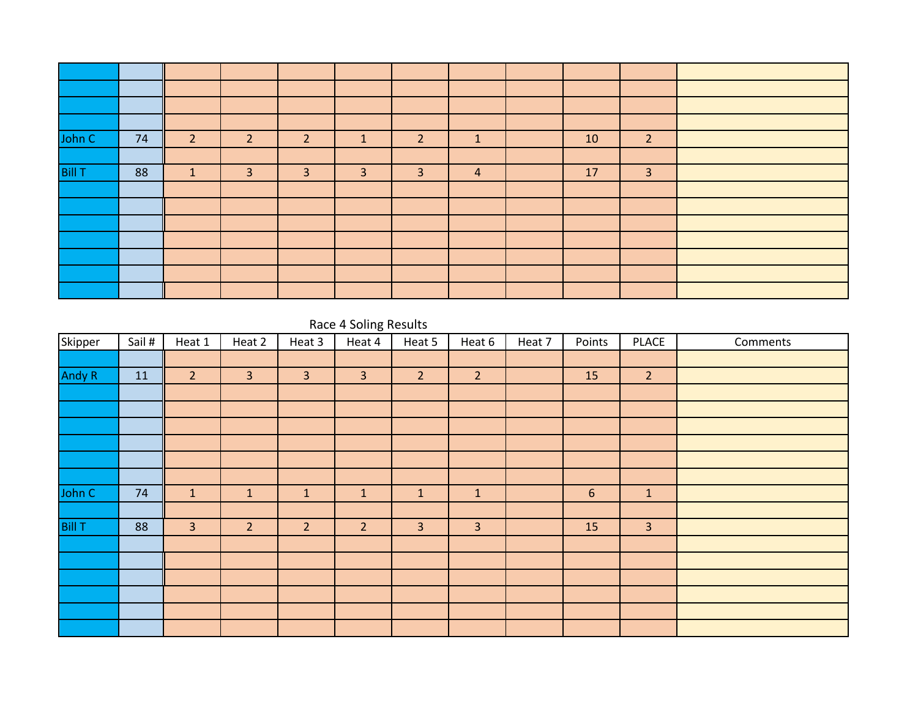| | | | | | | | | | | | |
|---|---|---|---|---|---|---|---|---|---|---|---|
| | | | | | | | | | | | |
| | | | | | | | | | | | |
| | | | | | | | | | | | |
| | | | | | | | | | | | |
| John C | 74 | 2 | 2 | 2 | 1 | 2 | 1 | | 10 | 2 | |
| | | | | | | | | | | | |
| Bill T | 88 | 1 | 3 | 3 | 3 | 3 | 4 | | 17 | 3 | |
| | | | | | | | | | | | |
| | | | | | | | | | | | |
| | | | | | | | | | | | |
| | | | | | | | | | | | |
| | | | | | | | | | | | |
| | | | | | | | | | | | |

Race 4 Soling Results

| Skipper | Sail # | Heat 1 | Heat 2 | Heat 3 | Heat 4 | Heat 5 | Heat 6 | Heat 7 | Points | PLACE | Comments |
|---|---|---|---|---|---|---|---|---|---|---|---|
| | | | | | | | | | | | |
| Andy R | 11 | 2 | 3 | 3 | 3 | 2 | 2 | | 15 | 2 | |
| | | | | | | | | | | | |
| | | | | | | | | | | | |
| | | | | | | | | | | | |
| | | | | | | | | | | | |
| | | | | | | | | | | | |
| | | | | | | | | | | | |
| John C | 74 | 1 | 1 | 1 | 1 | 1 | 1 | | 6 | 1 | |
| | | | | | | | | | | | |
| Bill T | 88 | 3 | 2 | 2 | 2 | 3 | 3 | | 15 | 3 | |
| | | | | | | | | | | | |
| | | | | | | | | | | | |
| | | | | | | | | | | | |
| | | | | | | | | | | | |
| | | | | | | | | | | | |
| | | | | | | | | | | | |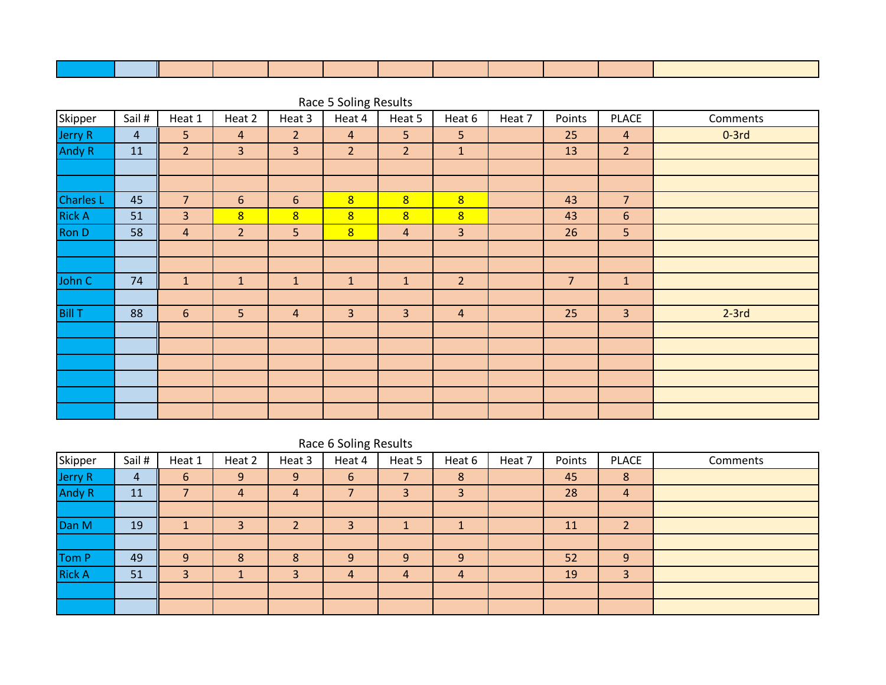## Race 5 Soling Results

| Skipper | Sail # | Heat 1 | Heat 2 | Heat 3 | Heat 4 | Heat 5 | Heat 6 | Heat 7 | Points | PLACE | Comments |
|---|---|---|---|---|---|---|---|---|---|---|---|
| Jerry R | 4 | 5 | 4 | 2 | 4 | 5 | 5 | | 25 | 4 | 0-3rd |
| Andy R | 11 | 2 | 3 | 3 | 2 | 2 | 1 | | 13 | 2 | |
| | | | | | | | | | | | |
| | | | | | | | | | | | |
| Charles L | 45 | 7 | 6 | 6 | 8 | 8 | 8 | | 43 | 7 | |
| Rick A | 51 | 3 | 8 | 8 | 8 | 8 | 8 | | 43 | 6 | |
| Ron D | 58 | 4 | 2 | 5 | 8 | 4 | 3 | | 26 | 5 | |
| | | | | | | | | | | | |
| | | | | | | | | | | | |
| John C | 74 | 1 | 1 | 1 | 1 | 1 | 2 | | 7 | 1 | |
| | | | | | | | | | | | |
| Bill T | 88 | 6 | 5 | 4 | 3 | 3 | 4 | | 25 | 3 | 2-3rd |
| | | | | | | | | | | | |
| | | | | | | | | | | | |
| | | | | | | | | | | | |
| | | | | | | | | | | | |
| | | | | | | | | | | | |
| | | | | | | | | | | | |

## Race 6 Soling Results

| Skipper | Sail # | Heat 1 | Heat 2 | Heat 3 | Heat 4 | Heat 5 | Heat 6 | Heat 7 | Points | PLACE | Comments |
|---|---|---|---|---|---|---|---|---|---|---|---|
| Jerry R | 4 | 6 | 9 | 9 | 6 | 7 | 8 | | 45 | 8 | |
| Andy R | 11 | 7 | 4 | 4 | 7 | 3 | 3 | | 28 | 4 | |
| | | | | | | | | | | | |
| Dan M | 19 | 1 | 3 | 2 | 3 | 1 | 1 | | 11 | 2 | |
| | | | | | | | | | | | |
| Tom P | 49 | 9 | 8 | 8 | 9 | 9 | 9 | | 52 | 9 | |
| Rick A | 51 | 3 | 1 | 3 | 4 | 4 | 4 | | 19 | 3 | |
| | | | | | | | | | | | |
| | | | | | | | | | | | |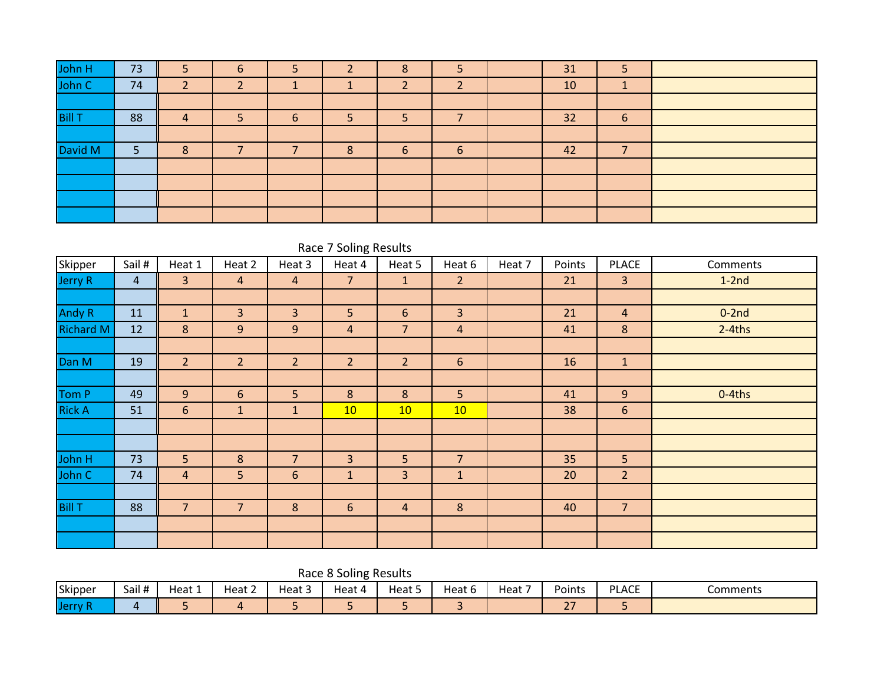| | | | | | | | | | | | |
|---|---|---|---|---|---|---|---|---|---|---|---|
| John H | 73 | 5 | 6 | 5 | 2 | 8 | 5 | | 31 | 5 | |
| John C | 74 | 2 | 2 | 1 | 1 | 2 | 2 | | 10 | 1 | |
| | | | | | | | | | | | |
| Bill T | 88 | 4 | 5 | 6 | 5 | 5 | 7 | | 32 | 6 | |
| | | | | | | | | | | | |
| David M | 5 | 8 | 7 | 7 | 8 | 6 | 6 | | 42 | 7 | |
| | | | | | | | | | | | |
| | | | | | | | | | | | |
| | | | | | | | | | | | |
| | | | | | | | | | | | |

Race 7 Soling Results

| Skipper | Sail # | Heat 1 | Heat 2 | Heat 3 | Heat 4 | Heat 5 | Heat 6 | Heat 7 | Points | PLACE | Comments |
|---|---|---|---|---|---|---|---|---|---|---|---|
| Jerry R | 4 | 3 | 4 | 4 | 7 | 1 | 2 | | 21 | 3 | 1-2nd |
| | | | | | | | | | | | |
| Andy R | 11 | 1 | 3 | 3 | 5 | 6 | 3 | | 21 | 4 | 0-2nd |
| Richard M | 12 | 8 | 9 | 9 | 4 | 7 | 4 | | 41 | 8 | 2-4ths |
| | | | | | | | | | | | |
| Dan M | 19 | 2 | 2 | 2 | 2 | 2 | 6 | | 16 | 1 | |
| | | | | | | | | | | | |
| Tom P | 49 | 9 | 6 | 5 | 8 | 8 | 5 | | 41 | 9 | 0-4ths |
| Rick A | 51 | 6 | 1 | 1 | 10 | 10 | 10 | | 38 | 6 | |
| | | | | | | | | | | | |
| | | | | | | | | | | | |
| John H | 73 | 5 | 8 | 7 | 3 | 5 | 7 | | 35 | 5 | |
| John C | 74 | 4 | 5 | 6 | 1 | 3 | 1 | | 20 | 2 | |
| | | | | | | | | | | | |
| Bill T | 88 | 7 | 7 | 8 | 6 | 4 | 8 | | 40 | 7 | |
| | | | | | | | | | | | |
| | | | | | | | | | | | |

Race 8 Soling Results

| Skipper | Sail # | Heat 1 | Heat 2 | Heat 3 | Heat 4 | Heat 5 | Heat 6 | Heat 7 | Points | PLACE | Comments |
|---|---|---|---|---|---|---|---|---|---|---|---|
| Jerry R | 4 | 5 | 4 | 5 | 5 | 5 | 3 | | 27 | 5 | |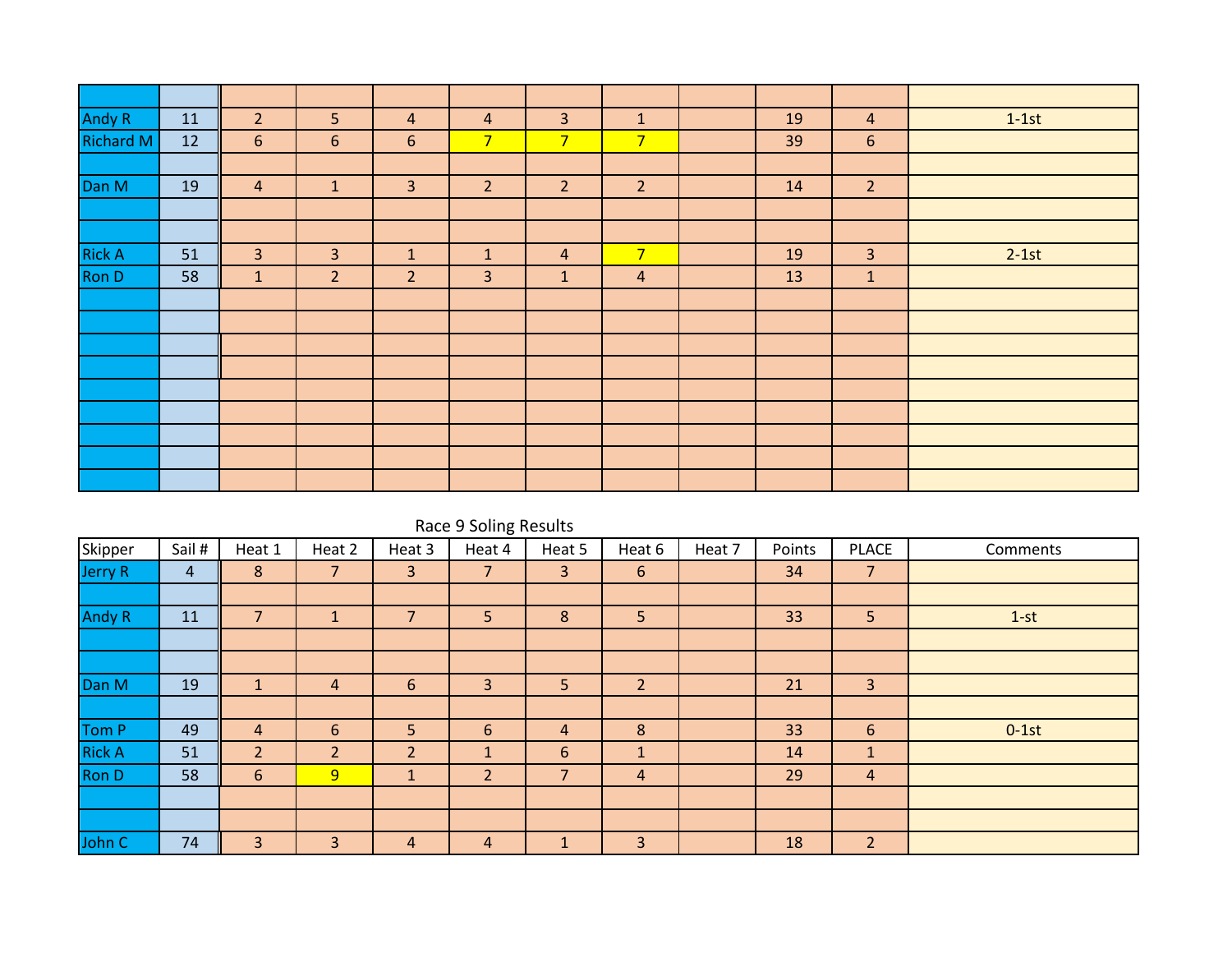| | | | | | | | | | | | |
|---|---|---|---|---|---|---|---|---|---|---|---|
| Andy R | 11 | 2 | 5 | 4 | 4 | 3 | 1 | | 19 | 4 | 1-1st |
| Richard M | 12 | 6 | 6 | 6 | 7 | 7 | 7 | | 39 | 6 | |
| | | | | | | | | | | | |
| Dan M | 19 | 4 | 1 | 3 | 2 | 2 | 2 | | 14 | 2 | |
| | | | | | | | | | | | |
| | | | | | | | | | | | |
| Rick A | 51 | 3 | 3 | 1 | 1 | 4 | 7 | | 19 | 3 | 2-1st |
| Ron D | 58 | 1 | 2 | 2 | 3 | 1 | 4 | | 13 | 1 | |
| | | | | | | | | | | | |
| | | | | | | | | | | | |
| | | | | | | | | | | | |
| | | | | | | | | | | | |
| | | | | | | | | | | | |
| | | | | | | | | | | | |
| | | | | | | | | | | | |
| | | | | | | | | | | | |
| | | | | | | | | | | | |

Race 9 Soling Results

| Skipper | Sail # | Heat 1 | Heat 2 | Heat 3 | Heat 4 | Heat 5 | Heat 6 | Heat 7 | Points | PLACE | Comments |
|---|---|---|---|---|---|---|---|---|---|---|---|
| Jerry R | 4 | 8 | 7 | 3 | 7 | 3 | 6 | | 34 | 7 | |
| | | | | | | | | | | | |
| Andy R | 11 | 7 | 1 | 7 | 5 | 8 | 5 | | 33 | 5 | 1-st |
| | | | | | | | | | | | |
| | | | | | | | | | | | |
| Dan M | 19 | 1 | 4 | 6 | 3 | 5 | 2 | | 21 | 3 | |
| | | | | | | | | | | | |
| Tom P | 49 | 4 | 6 | 5 | 6 | 4 | 8 | | 33 | 6 | 0-1st |
| Rick A | 51 | 2 | 2 | 2 | 1 | 6 | 1 | | 14 | 1 | |
| Ron D | 58 | 6 | 9 | 1 | 2 | 7 | 4 | | 29 | 4 | |
| | | | | | | | | | | | |
| | | | | | | | | | | | |
| John C | 74 | 3 | 3 | 4 | 4 | 1 | 3 | | 18 | 2 | |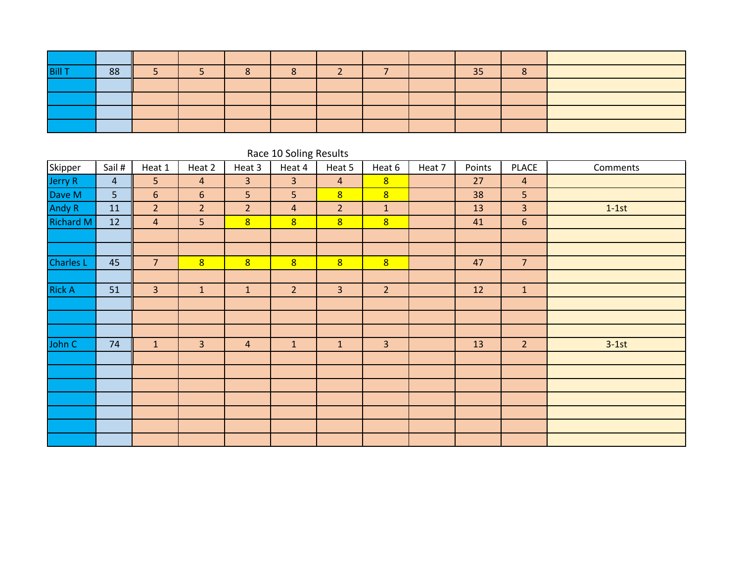| | | | | | | | | | | | |
|---|---|---|---|---|---|---|---|---|---|---|---|
| | | | | | | | | | | | |
| Bill T | 88 | 5 | 5 | 8 | 8 | 2 | 7 | | 35 | 8 | |
| | | | | | | | | | | | |
| | | | | | | | | | | | |
| | | | | | | | | | | | |
| | | | | | | | | | | | |

Race 10 Soling Results

| Skipper | Sail # | Heat 1 | Heat 2 | Heat 3 | Heat 4 | Heat 5 | Heat 6 | Heat 7 | Points | PLACE | Comments |
|---|---|---|---|---|---|---|---|---|---|---|---|
| Jerry R | 4 | 5 | 4 | 3 | 3 | 4 | 8 | | 27 | 4 | |
| Dave M | 5 | 6 | 6 | 5 | 5 | 8 | 8 | | 38 | 5 | |
| Andy R | 11 | 2 | 2 | 2 | 4 | 2 | 1 | | 13 | 3 | 1-1st |
| Richard M | 12 | 4 | 5 | 8 | 8 | 8 | 8 | | 41 | 6 | |
| | | | | | | | | | | | |
| | | | | | | | | | | | |
| Charles L | 45 | 7 | 8 | 8 | 8 | 8 | 8 | | 47 | 7 | |
| | | | | | | | | | | | |
| Rick A | 51 | 3 | 1 | 1 | 2 | 3 | 2 | | 12 | 1 | |
| | | | | | | | | | | | |
| | | | | | | | | | | | |
| | | | | | | | | | | | |
| John C | 74 | 1 | 3 | 4 | 1 | 1 | 3 | | 13 | 2 | 3-1st |
| | | | | | | | | | | | |
| | | | | | | | | | | | |
| | | | | | | | | | | | |
| | | | | | | | | | | | |
| | | | | | | | | | | | |
| | | | | | | | | | | | |
| | | | | | | | | | | | |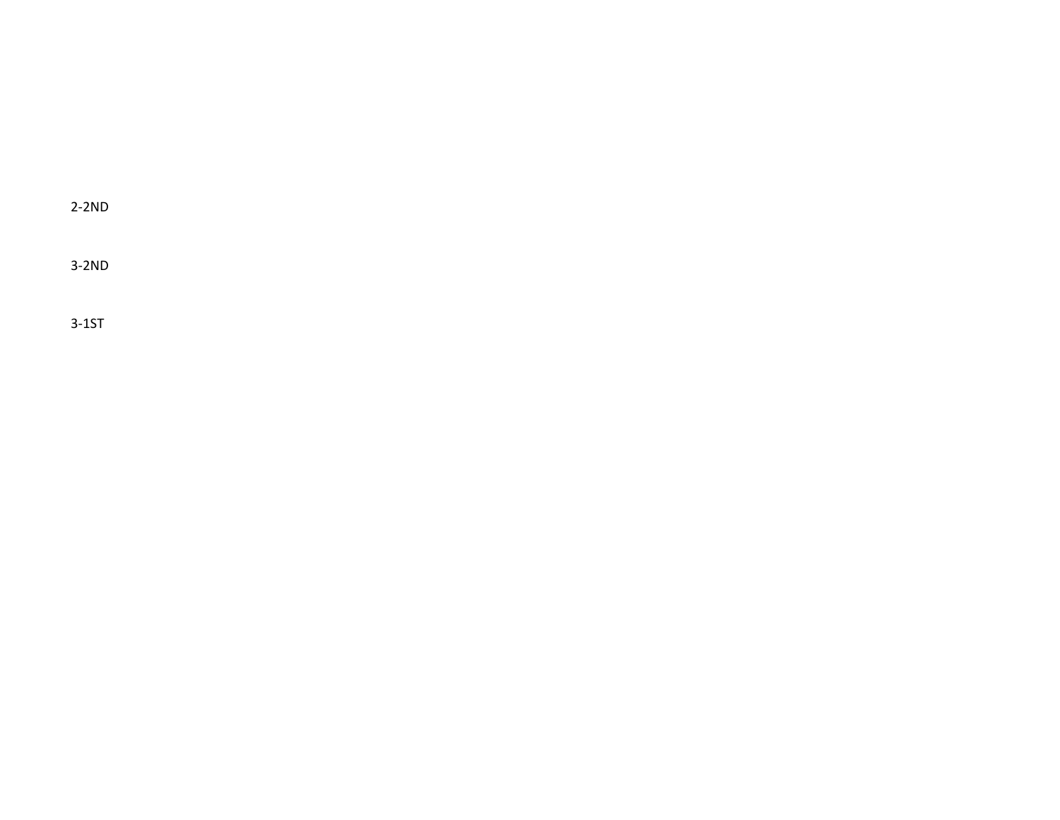2-2ND

3-2ND

3-1ST